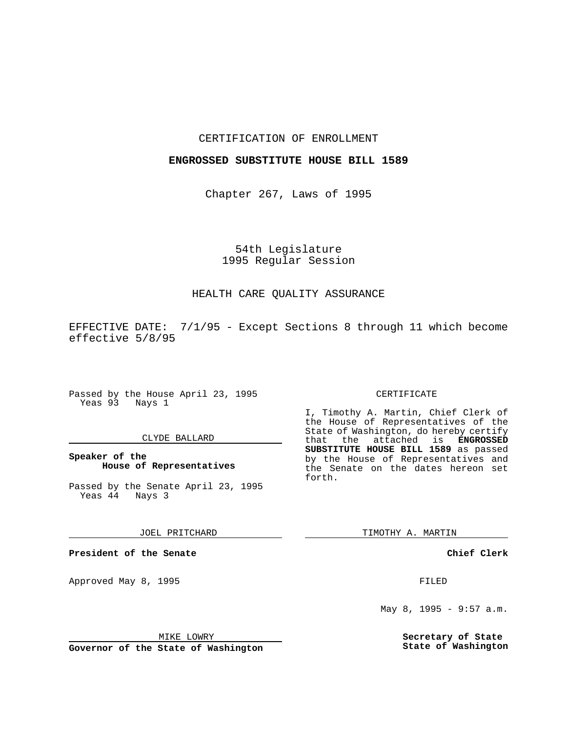CERTIFICATION OF ENROLLMENT

**ENGROSSED SUBSTITUTE HOUSE BILL 1589**

Chapter 267, Laws of 1995

54th Legislature
1995 Regular Session

HEALTH CARE QUALITY ASSURANCE

EFFECTIVE DATE: 7/1/95 - Except Sections 8 through 11 which become effective 5/8/95

Passed by the House April 23, 1995
Yeas 93 Nays 1

CLYDE BALLARD

**Speaker of the House of Representatives**

Passed by the Senate April 23, 1995
Yeas 44 Nays 3

JOEL PRITCHARD

**President of the Senate**

Approved May 8, 1995

MIKE LOWRY

**Governor of the State of Washington**

CERTIFICATE

I, Timothy A. Martin, Chief Clerk of the House of Representatives of the State of Washington, do hereby certify that the attached is **ENGROSSED SUBSTITUTE HOUSE BILL 1589** as passed by the House of Representatives and the Senate on the dates hereon set forth.

TIMOTHY A. MARTIN

**Chief Clerk**

FILED

May 8, 1995 - 9:57 a.m.

**Secretary of State**
**State of Washington**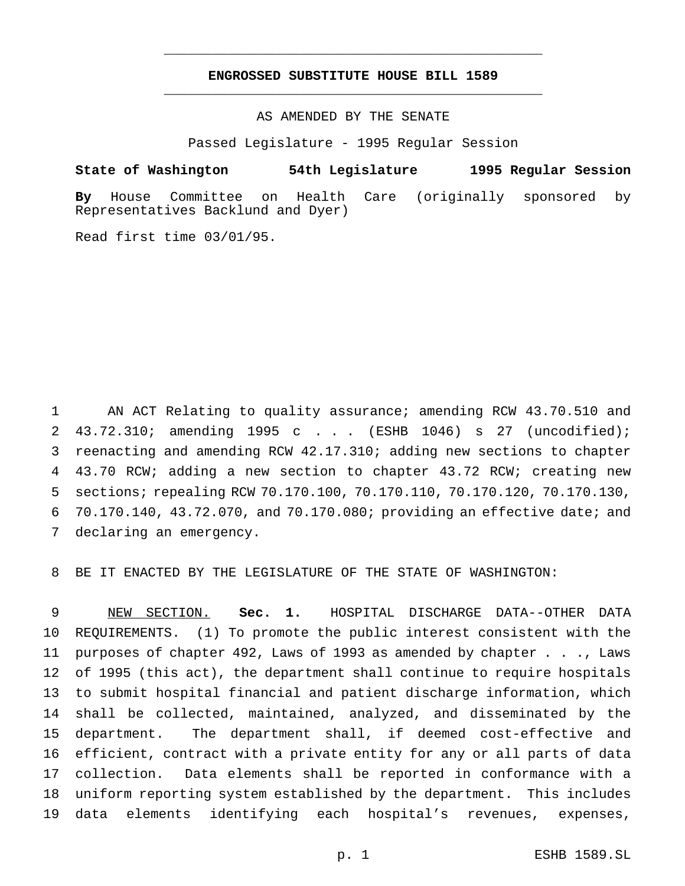# ENGROSSED SUBSTITUTE HOUSE BILL 1589

AS AMENDED BY THE SENATE

Passed Legislature - 1995 Regular Session

**State of Washington 54th Legislature 1995 Regular Session**

**By** House Committee on Health Care (originally sponsored by Representatives Backlund and Dyer)

Read first time 03/01/95.

AN ACT Relating to quality assurance; amending RCW 43.70.510 and 43.72.310; amending 1995 c . . . (ESHB 1046) s 27 (uncodified); reenacting and amending RCW 42.17.310; adding new sections to chapter 43.70 RCW; adding a new section to chapter 43.72 RCW; creating new sections; repealing RCW 70.170.100, 70.170.110, 70.170.120, 70.170.130, 70.170.140, 43.72.070, and 70.170.080; providing an effective date; and declaring an emergency.

BE IT ENACTED BY THE LEGISLATURE OF THE STATE OF WASHINGTON:

NEW SECTION. **Sec. 1.** HOSPITAL DISCHARGE DATA--OTHER DATA REQUIREMENTS. (1) To promote the public interest consistent with the purposes of chapter 492, Laws of 1993 as amended by chapter . . ., Laws of 1995 (this act), the department shall continue to require hospitals to submit hospital financial and patient discharge information, which shall be collected, maintained, analyzed, and disseminated by the department. The department shall, if deemed cost-effective and efficient, contract with a private entity for any or all parts of data collection. Data elements shall be reported in conformance with a uniform reporting system established by the department. This includes data elements identifying each hospital's revenues, expenses,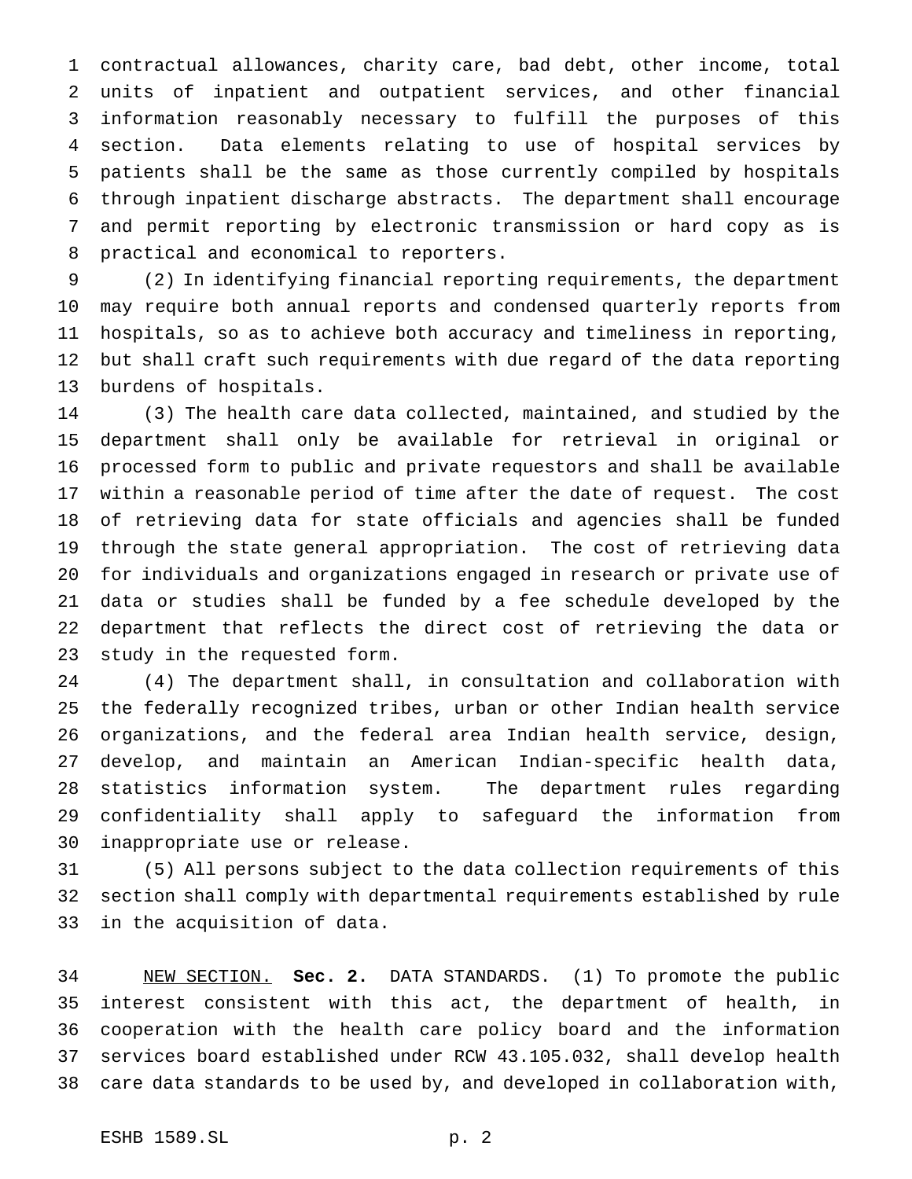contractual allowances, charity care, bad debt, other income, total units of inpatient and outpatient services, and other financial information reasonably necessary to fulfill the purposes of this section. Data elements relating to use of hospital services by patients shall be the same as those currently compiled by hospitals through inpatient discharge abstracts. The department shall encourage and permit reporting by electronic transmission or hard copy as is practical and economical to reporters.

(2) In identifying financial reporting requirements, the department may require both annual reports and condensed quarterly reports from hospitals, so as to achieve both accuracy and timeliness in reporting, but shall craft such requirements with due regard of the data reporting burdens of hospitals.

(3) The health care data collected, maintained, and studied by the department shall only be available for retrieval in original or processed form to public and private requestors and shall be available within a reasonable period of time after the date of request. The cost of retrieving data for state officials and agencies shall be funded through the state general appropriation. The cost of retrieving data for individuals and organizations engaged in research or private use of data or studies shall be funded by a fee schedule developed by the department that reflects the direct cost of retrieving the data or study in the requested form.

(4) The department shall, in consultation and collaboration with the federally recognized tribes, urban or other Indian health service organizations, and the federal area Indian health service, design, develop, and maintain an American Indian-specific health data, statistics information system. The department rules regarding confidentiality shall apply to safeguard the information from inappropriate use or release.

(5) All persons subject to the data collection requirements of this section shall comply with departmental requirements established by rule in the acquisition of data.

NEW SECTION. **Sec. 2.** DATA STANDARDS. (1) To promote the public interest consistent with this act, the department of health, in cooperation with the health care policy board and the information services board established under RCW 43.105.032, shall develop health care data standards to be used by, and developed in collaboration with,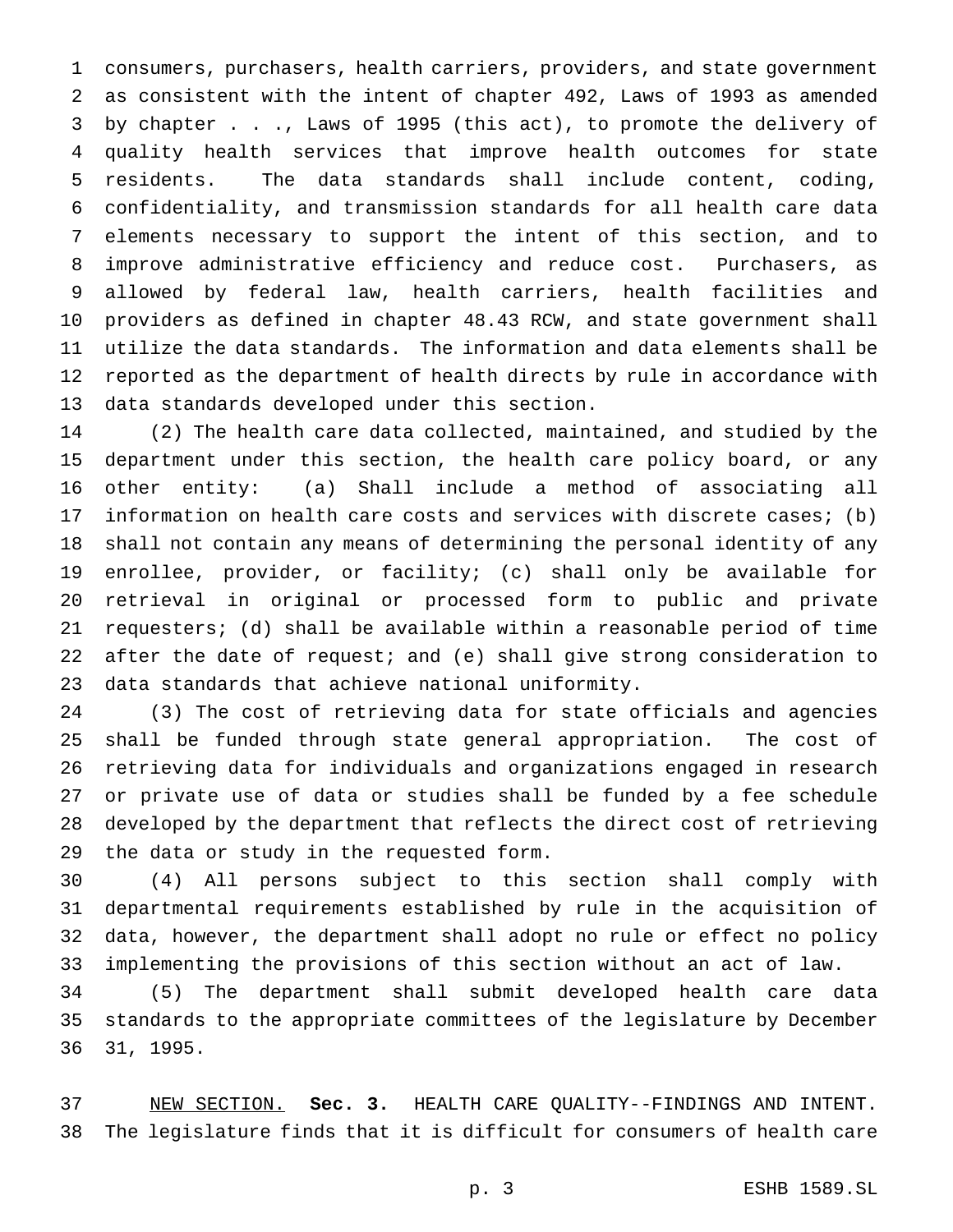consumers, purchasers, health carriers, providers, and state government as consistent with the intent of chapter 492, Laws of 1993 as amended by chapter . . ., Laws of 1995 (this act), to promote the delivery of quality health services that improve health outcomes for state residents. The data standards shall include content, coding, confidentiality, and transmission standards for all health care data elements necessary to support the intent of this section, and to improve administrative efficiency and reduce cost. Purchasers, as allowed by federal law, health carriers, health facilities and providers as defined in chapter 48.43 RCW, and state government shall utilize the data standards. The information and data elements shall be reported as the department of health directs by rule in accordance with data standards developed under this section.

(2) The health care data collected, maintained, and studied by the department under this section, the health care policy board, or any other entity: (a) Shall include a method of associating all information on health care costs and services with discrete cases; (b) shall not contain any means of determining the personal identity of any enrollee, provider, or facility; (c) shall only be available for retrieval in original or processed form to public and private requesters; (d) shall be available within a reasonable period of time after the date of request; and (e) shall give strong consideration to data standards that achieve national uniformity.

(3) The cost of retrieving data for state officials and agencies shall be funded through state general appropriation. The cost of retrieving data for individuals and organizations engaged in research or private use of data or studies shall be funded by a fee schedule developed by the department that reflects the direct cost of retrieving the data or study in the requested form.

(4) All persons subject to this section shall comply with departmental requirements established by rule in the acquisition of data, however, the department shall adopt no rule or effect no policy implementing the provisions of this section without an act of law.

(5) The department shall submit developed health care data standards to the appropriate committees of the legislature by December 31, 1995.

NEW SECTION. **Sec. 3.** HEALTH CARE QUALITY--FINDINGS AND INTENT. The legislature finds that it is difficult for consumers of health care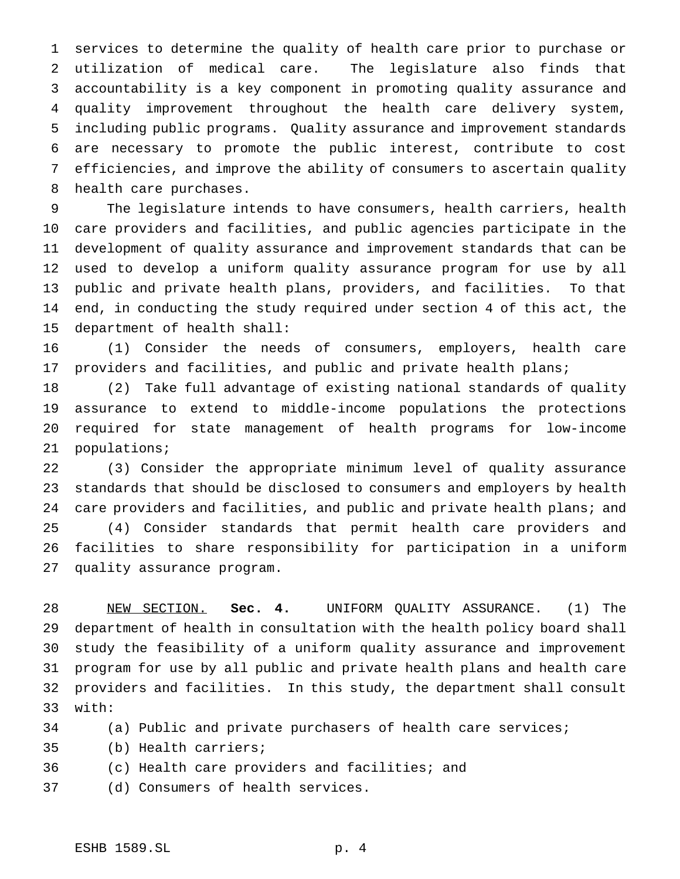services to determine the quality of health care prior to purchase or utilization of medical care. The legislature also finds that accountability is a key component in promoting quality assurance and quality improvement throughout the health care delivery system, including public programs. Quality assurance and improvement standards are necessary to promote the public interest, contribute to cost efficiencies, and improve the ability of consumers to ascertain quality health care purchases.

The legislature intends to have consumers, health carriers, health care providers and facilities, and public agencies participate in the development of quality assurance and improvement standards that can be used to develop a uniform quality assurance program for use by all public and private health plans, providers, and facilities. To that end, in conducting the study required under section 4 of this act, the department of health shall:

(1) Consider the needs of consumers, employers, health care providers and facilities, and public and private health plans;

(2) Take full advantage of existing national standards of quality assurance to extend to middle-income populations the protections required for state management of health programs for low-income populations;

(3) Consider the appropriate minimum level of quality assurance standards that should be disclosed to consumers and employers by health care providers and facilities, and public and private health plans; and

(4) Consider standards that permit health care providers and facilities to share responsibility for participation in a uniform quality assurance program.

NEW SECTION. **Sec. 4.** UNIFORM QUALITY ASSURANCE. (1) The department of health in consultation with the health policy board shall study the feasibility of a uniform quality assurance and improvement program for use by all public and private health plans and health care providers and facilities. In this study, the department shall consult with:

(a) Public and private purchasers of health care services;

(b) Health carriers;

(c) Health care providers and facilities; and

(d) Consumers of health services.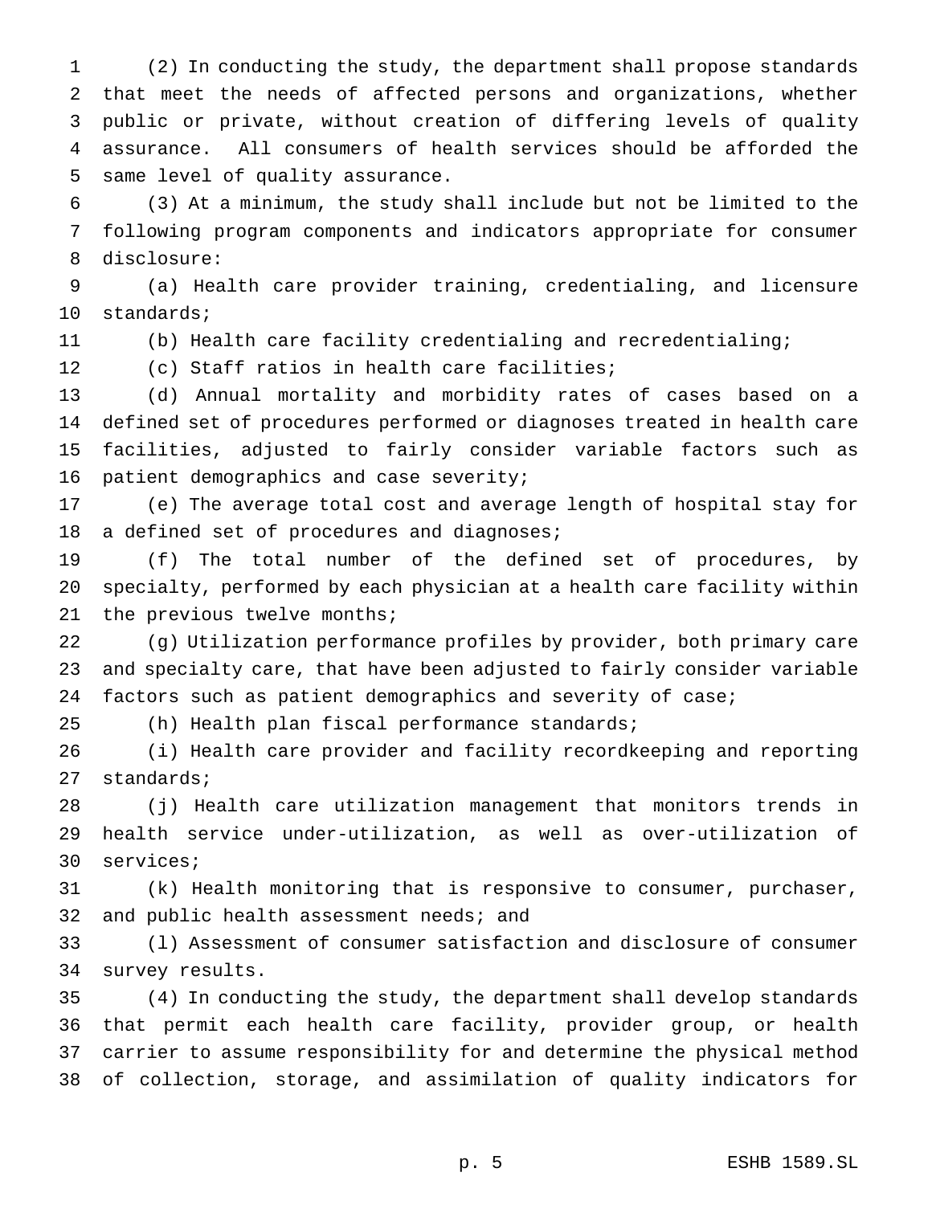(2) In conducting the study, the department shall propose standards that meet the needs of affected persons and organizations, whether public or private, without creation of differing levels of quality assurance. All consumers of health services should be afforded the same level of quality assurance.

(3) At a minimum, the study shall include but not be limited to the following program components and indicators appropriate for consumer disclosure:

(a) Health care provider training, credentialing, and licensure standards;

(b) Health care facility credentialing and recredentialing;

(c) Staff ratios in health care facilities;

(d) Annual mortality and morbidity rates of cases based on a defined set of procedures performed or diagnoses treated in health care facilities, adjusted to fairly consider variable factors such as patient demographics and case severity;

(e) The average total cost and average length of hospital stay for a defined set of procedures and diagnoses;

(f) The total number of the defined set of procedures, by specialty, performed by each physician at a health care facility within the previous twelve months;

(g) Utilization performance profiles by provider, both primary care and specialty care, that have been adjusted to fairly consider variable factors such as patient demographics and severity of case;

(h) Health plan fiscal performance standards;

(i) Health care provider and facility recordkeeping and reporting standards;

(j) Health care utilization management that monitors trends in health service under-utilization, as well as over-utilization of services;

(k) Health monitoring that is responsive to consumer, purchaser, and public health assessment needs; and

(l) Assessment of consumer satisfaction and disclosure of consumer survey results.

(4) In conducting the study, the department shall develop standards that permit each health care facility, provider group, or health carrier to assume responsibility for and determine the physical method of collection, storage, and assimilation of quality indicators for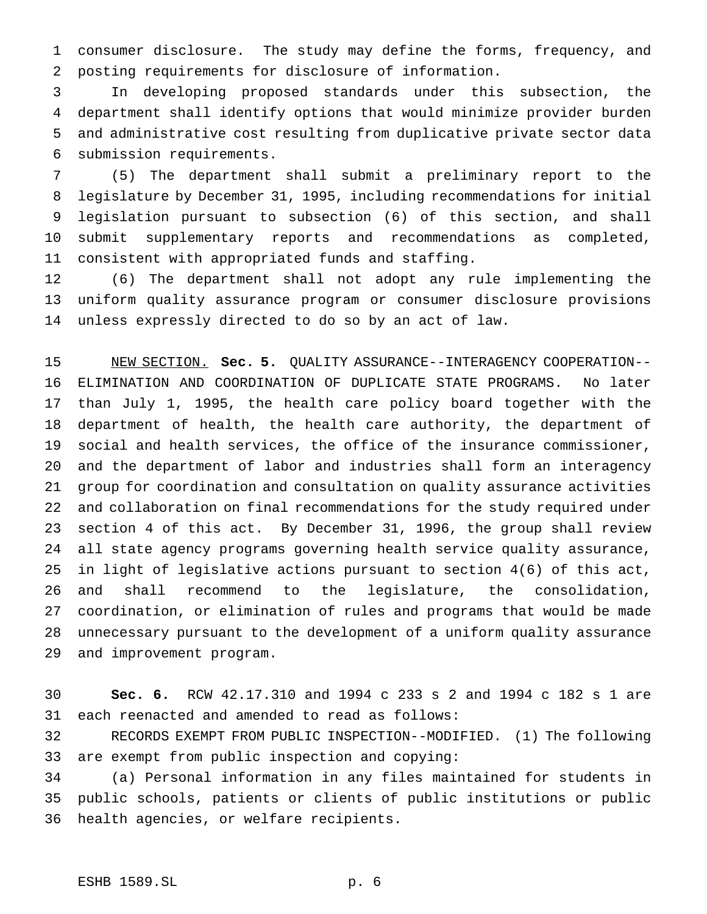consumer disclosure. The study may define the forms, frequency, and posting requirements for disclosure of information.

In developing proposed standards under this subsection, the department shall identify options that would minimize provider burden and administrative cost resulting from duplicative private sector data submission requirements.

(5) The department shall submit a preliminary report to the legislature by December 31, 1995, including recommendations for initial legislation pursuant to subsection (6) of this section, and shall submit supplementary reports and recommendations as completed, consistent with appropriated funds and staffing.

(6) The department shall not adopt any rule implementing the uniform quality assurance program or consumer disclosure provisions unless expressly directed to do so by an act of law.

NEW SECTION. **Sec. 5.** QUALITY ASSURANCE--INTERAGENCY COOPERATION--ELIMINATION AND COORDINATION OF DUPLICATE STATE PROGRAMS. No later than July 1, 1995, the health care policy board together with the department of health, the health care authority, the department of social and health services, the office of the insurance commissioner, and the department of labor and industries shall form an interagency group for coordination and consultation on quality assurance activities and collaboration on final recommendations for the study required under section 4 of this act. By December 31, 1996, the group shall review all state agency programs governing health service quality assurance, in light of legislative actions pursuant to section 4(6) of this act, and shall recommend to the legislature, the consolidation, coordination, or elimination of rules and programs that would be made unnecessary pursuant to the development of a uniform quality assurance and improvement program.

**Sec. 6.** RCW 42.17.310 and 1994 c 233 s 2 and 1994 c 182 s 1 are each reenacted and amended to read as follows:

RECORDS EXEMPT FROM PUBLIC INSPECTION--MODIFIED. (1) The following are exempt from public inspection and copying:

(a) Personal information in any files maintained for students in public schools, patients or clients of public institutions or public health agencies, or welfare recipients.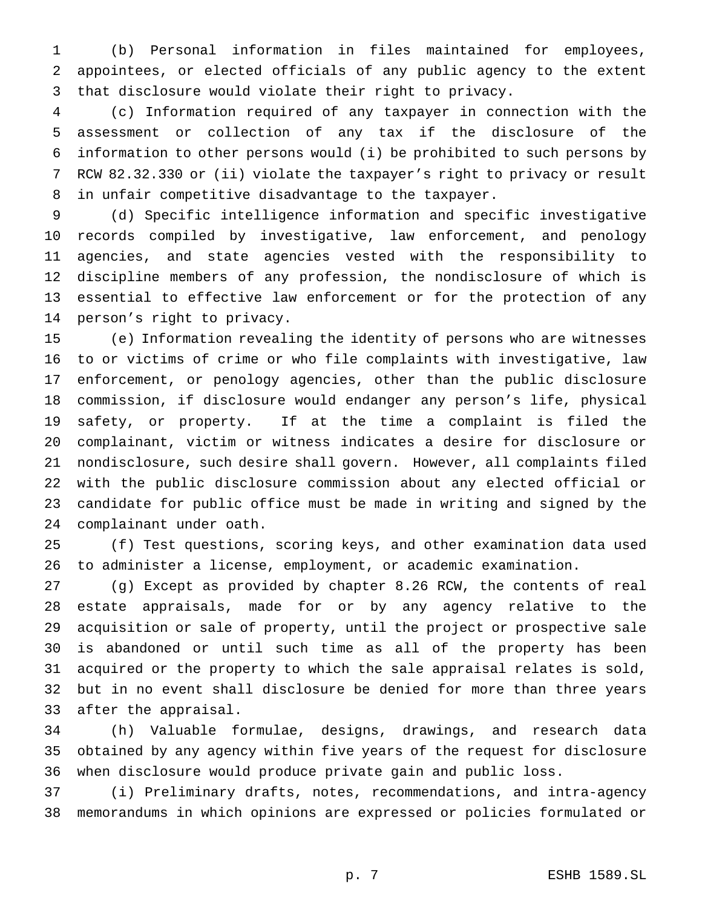(b) Personal information in files maintained for employees, appointees, or elected officials of any public agency to the extent that disclosure would violate their right to privacy.

(c) Information required of any taxpayer in connection with the assessment or collection of any tax if the disclosure of the information to other persons would (i) be prohibited to such persons by RCW 82.32.330 or (ii) violate the taxpayer's right to privacy or result in unfair competitive disadvantage to the taxpayer.

(d) Specific intelligence information and specific investigative records compiled by investigative, law enforcement, and penology agencies, and state agencies vested with the responsibility to discipline members of any profession, the nondisclosure of which is essential to effective law enforcement or for the protection of any person's right to privacy.

(e) Information revealing the identity of persons who are witnesses to or victims of crime or who file complaints with investigative, law enforcement, or penology agencies, other than the public disclosure commission, if disclosure would endanger any person's life, physical safety, or property. If at the time a complaint is filed the complainant, victim or witness indicates a desire for disclosure or nondisclosure, such desire shall govern. However, all complaints filed with the public disclosure commission about any elected official or candidate for public office must be made in writing and signed by the complainant under oath.

(f) Test questions, scoring keys, and other examination data used to administer a license, employment, or academic examination.

(g) Except as provided by chapter 8.26 RCW, the contents of real estate appraisals, made for or by any agency relative to the acquisition or sale of property, until the project or prospective sale is abandoned or until such time as all of the property has been acquired or the property to which the sale appraisal relates is sold, but in no event shall disclosure be denied for more than three years after the appraisal.

(h) Valuable formulae, designs, drawings, and research data obtained by any agency within five years of the request for disclosure when disclosure would produce private gain and public loss.

(i) Preliminary drafts, notes, recommendations, and intra-agency memorandums in which opinions are expressed or policies formulated or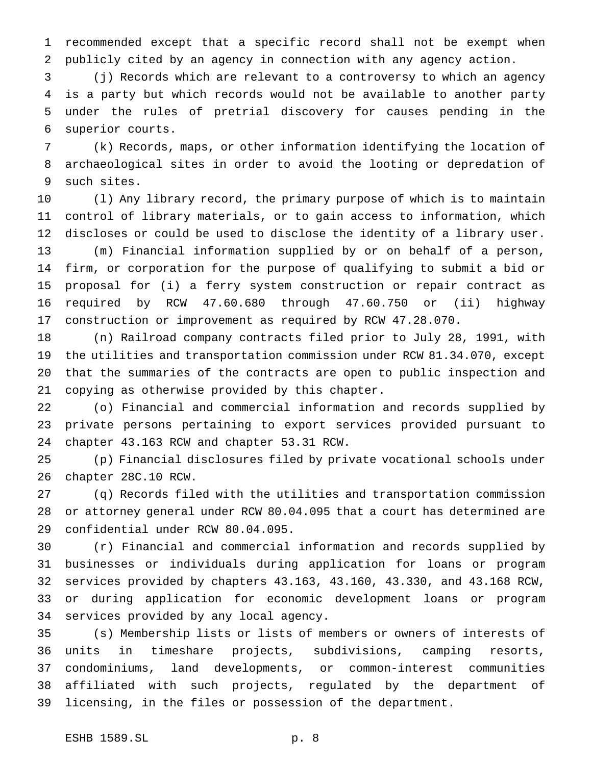recommended except that a specific record shall not be exempt when publicly cited by an agency in connection with any agency action.

(j) Records which are relevant to a controversy to which an agency is a party but which records would not be available to another party under the rules of pretrial discovery for causes pending in the superior courts.

(k) Records, maps, or other information identifying the location of archaeological sites in order to avoid the looting or depredation of such sites.

(l) Any library record, the primary purpose of which is to maintain control of library materials, or to gain access to information, which discloses or could be used to disclose the identity of a library user.

(m) Financial information supplied by or on behalf of a person, firm, or corporation for the purpose of qualifying to submit a bid or proposal for (i) a ferry system construction or repair contract as required by RCW 47.60.680 through 47.60.750 or (ii) highway construction or improvement as required by RCW 47.28.070.

(n) Railroad company contracts filed prior to July 28, 1991, with the utilities and transportation commission under RCW 81.34.070, except that the summaries of the contracts are open to public inspection and copying as otherwise provided by this chapter.

(o) Financial and commercial information and records supplied by private persons pertaining to export services provided pursuant to chapter 43.163 RCW and chapter 53.31 RCW.

(p) Financial disclosures filed by private vocational schools under chapter 28C.10 RCW.

(q) Records filed with the utilities and transportation commission or attorney general under RCW 80.04.095 that a court has determined are confidential under RCW 80.04.095.

(r) Financial and commercial information and records supplied by businesses or individuals during application for loans or program services provided by chapters 43.163, 43.160, 43.330, and 43.168 RCW, or during application for economic development loans or program services provided by any local agency.

(s) Membership lists or lists of members or owners of interests of units in timeshare projects, subdivisions, camping resorts, condominiums, land developments, or common-interest communities affiliated with such projects, regulated by the department of licensing, in the files or possession of the department.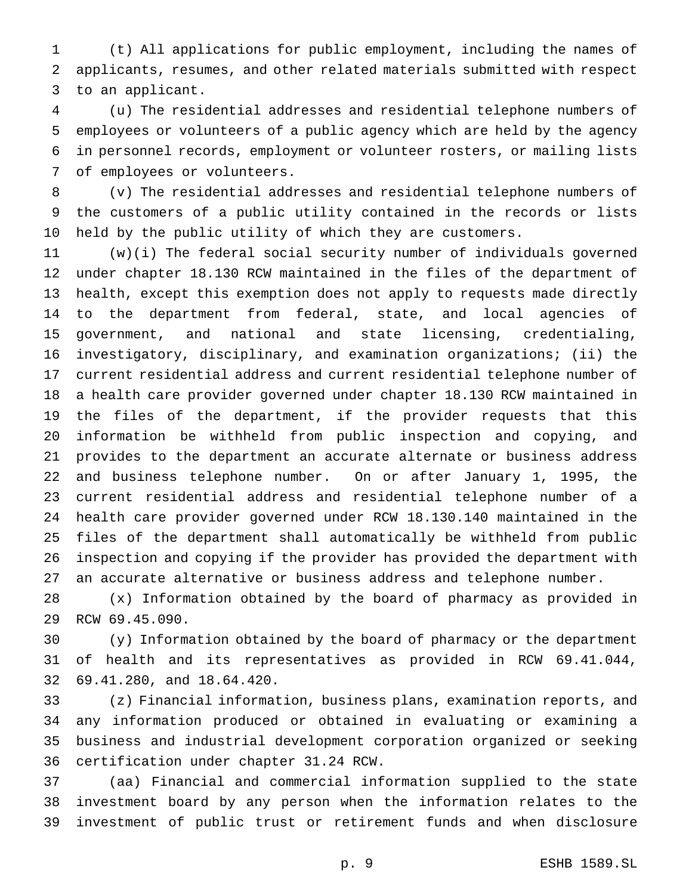(t) All applications for public employment, including the names of applicants, resumes, and other related materials submitted with respect to an applicant.

(u) The residential addresses and residential telephone numbers of employees or volunteers of a public agency which are held by the agency in personnel records, employment or volunteer rosters, or mailing lists of employees or volunteers.

(v) The residential addresses and residential telephone numbers of the customers of a public utility contained in the records or lists held by the public utility of which they are customers.

(w)(i) The federal social security number of individuals governed under chapter 18.130 RCW maintained in the files of the department of health, except this exemption does not apply to requests made directly to the department from federal, state, and local agencies of government, and national and state licensing, credentialing, investigatory, disciplinary, and examination organizations; (ii) the current residential address and current residential telephone number of a health care provider governed under chapter 18.130 RCW maintained in the files of the department, if the provider requests that this information be withheld from public inspection and copying, and provides to the department an accurate alternate or business address and business telephone number. On or after January 1, 1995, the current residential address and residential telephone number of a health care provider governed under RCW 18.130.140 maintained in the files of the department shall automatically be withheld from public inspection and copying if the provider has provided the department with an accurate alternative or business address and telephone number.

(x) Information obtained by the board of pharmacy as provided in RCW 69.45.090.

(y) Information obtained by the board of pharmacy or the department of health and its representatives as provided in RCW 69.41.044, 69.41.280, and 18.64.420.

(z) Financial information, business plans, examination reports, and any information produced or obtained in evaluating or examining a business and industrial development corporation organized or seeking certification under chapter 31.24 RCW.

(aa) Financial and commercial information supplied to the state investment board by any person when the information relates to the investment of public trust or retirement funds and when disclosure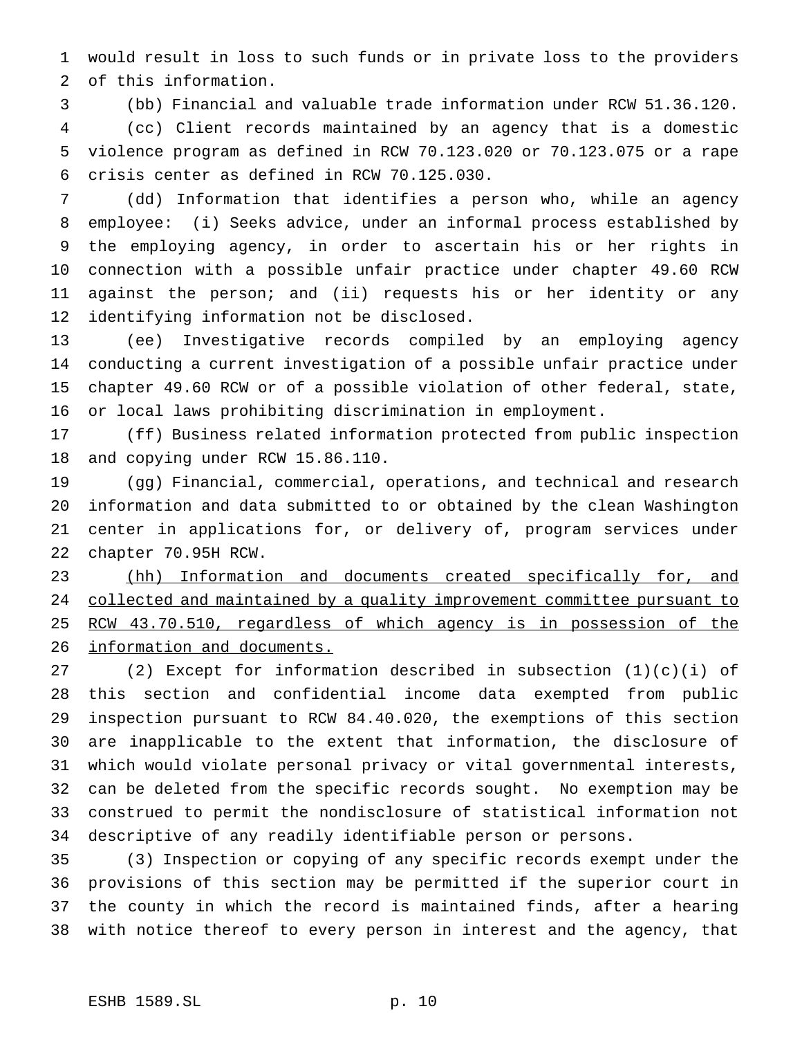would result in loss to such funds or in private loss to the providers of this information.

(bb) Financial and valuable trade information under RCW 51.36.120.

(cc) Client records maintained by an agency that is a domestic violence program as defined in RCW 70.123.020 or 70.123.075 or a rape crisis center as defined in RCW 70.125.030.

(dd) Information that identifies a person who, while an agency employee: (i) Seeks advice, under an informal process established by the employing agency, in order to ascertain his or her rights in connection with a possible unfair practice under chapter 49.60 RCW against the person; and (ii) requests his or her identity or any identifying information not be disclosed.

(ee) Investigative records compiled by an employing agency conducting a current investigation of a possible unfair practice under chapter 49.60 RCW or of a possible violation of other federal, state, or local laws prohibiting discrimination in employment.

(ff) Business related information protected from public inspection and copying under RCW 15.86.110.

(gg) Financial, commercial, operations, and technical and research information and data submitted to or obtained by the clean Washington center in applications for, or delivery of, program services under chapter 70.95H RCW.

<u>(hh) Information and documents created specifically for, and collected and maintained by a quality improvement committee pursuant to RCW 43.70.510, regardless of which agency is in possession of the information and documents.</u>

(2) Except for information described in subsection (1)(c)(i) of this section and confidential income data exempted from public inspection pursuant to RCW 84.40.020, the exemptions of this section are inapplicable to the extent that information, the disclosure of which would violate personal privacy or vital governmental interests, can be deleted from the specific records sought. No exemption may be construed to permit the nondisclosure of statistical information not descriptive of any readily identifiable person or persons.

(3) Inspection or copying of any specific records exempt under the provisions of this section may be permitted if the superior court in the county in which the record is maintained finds, after a hearing with notice thereof to every person in interest and the agency, that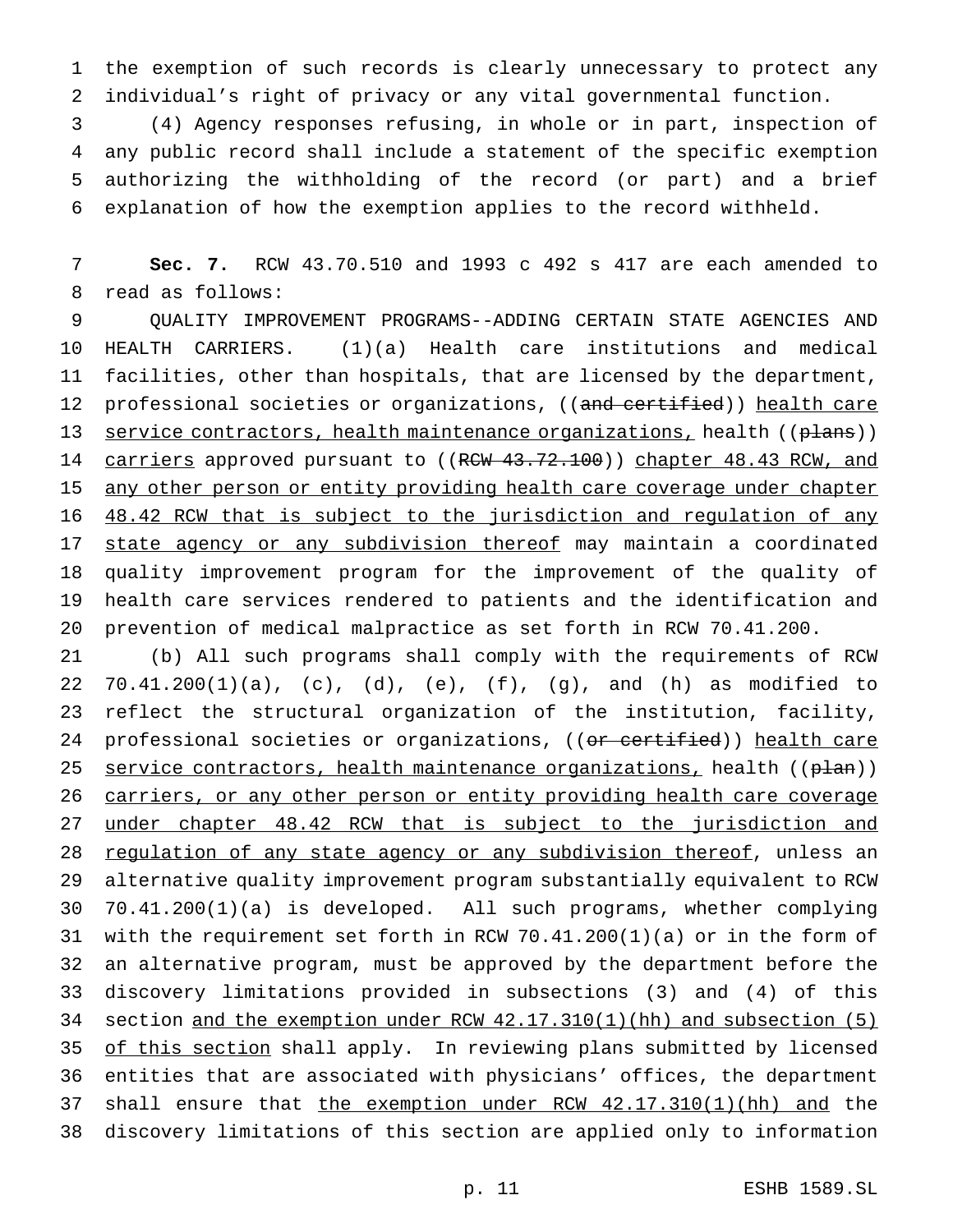the exemption of such records is clearly unnecessary to protect any individual's right of privacy or any vital governmental function.

(4) Agency responses refusing, in whole or in part, inspection of any public record shall include a statement of the specific exemption authorizing the withholding of the record (or part) and a brief explanation of how the exemption applies to the record withheld.

**Sec. 7.** RCW 43.70.510 and 1993 c 492 s 417 are each amended to read as follows:

QUALITY IMPROVEMENT PROGRAMS--ADDING CERTAIN STATE AGENCIES AND HEALTH CARRIERS. (1)(a) Health care institutions and medical facilities, other than hospitals, that are licensed by the department, professional societies or organizations, ((~~and certified~~)) health care service contractors, health maintenance organizations, health ((~~plans~~)) carriers approved pursuant to ((~~RCW 43.72.100~~)) chapter 48.43 RCW, and any other person or entity providing health care coverage under chapter 48.42 RCW that is subject to the jurisdiction and regulation of any state agency or any subdivision thereof may maintain a coordinated quality improvement program for the improvement of the quality of health care services rendered to patients and the identification and prevention of medical malpractice as set forth in RCW 70.41.200.

(b) All such programs shall comply with the requirements of RCW 70.41.200(1)(a), (c), (d), (e), (f), (g), and (h) as modified to reflect the structural organization of the institution, facility, professional societies or organizations, ((~~or certified~~)) health care service contractors, health maintenance organizations, health ((~~plan~~)) carriers, or any other person or entity providing health care coverage under chapter 48.42 RCW that is subject to the jurisdiction and regulation of any state agency or any subdivision thereof, unless an alternative quality improvement program substantially equivalent to RCW 70.41.200(1)(a) is developed. All such programs, whether complying with the requirement set forth in RCW 70.41.200(1)(a) or in the form of an alternative program, must be approved by the department before the discovery limitations provided in subsections (3) and (4) of this section and the exemption under RCW 42.17.310(1)(hh) and subsection (5) of this section shall apply. In reviewing plans submitted by licensed entities that are associated with physicians' offices, the department shall ensure that the exemption under RCW 42.17.310(1)(hh) and the discovery limitations of this section are applied only to information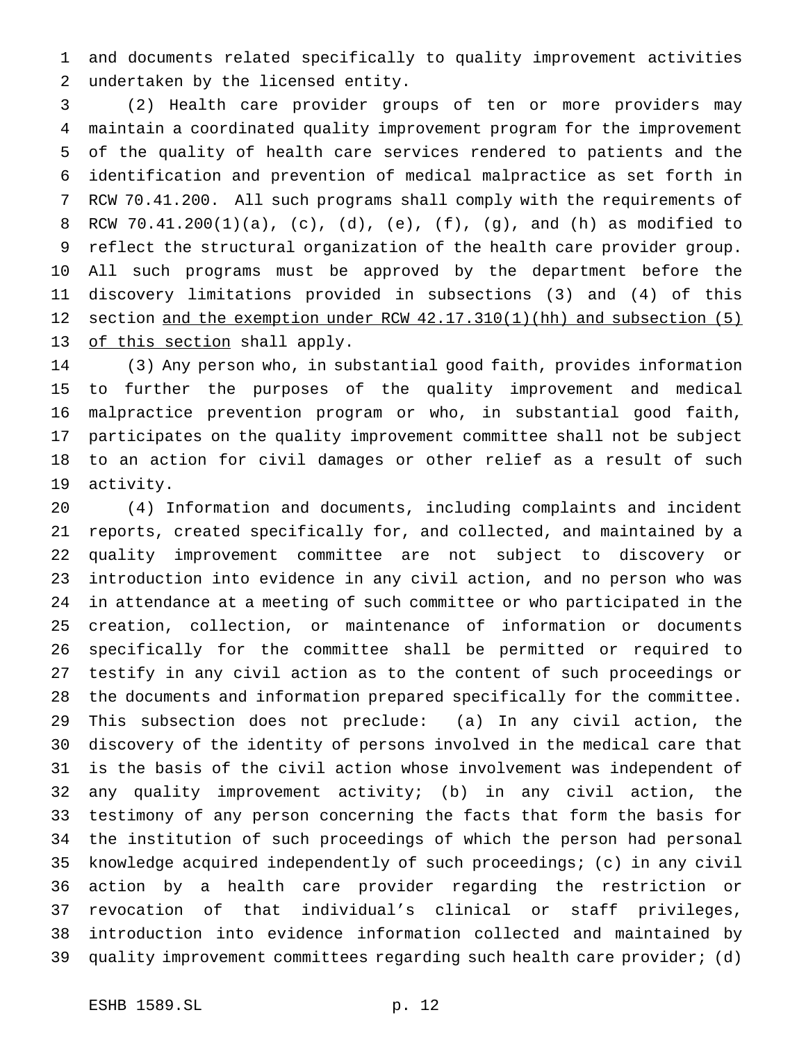and documents related specifically to quality improvement activities undertaken by the licensed entity.

(2) Health care provider groups of ten or more providers may maintain a coordinated quality improvement program for the improvement of the quality of health care services rendered to patients and the identification and prevention of medical malpractice as set forth in RCW 70.41.200. All such programs shall comply with the requirements of RCW 70.41.200(1)(a), (c), (d), (e), (f), (g), and (h) as modified to reflect the structural organization of the health care provider group. All such programs must be approved by the department before the discovery limitations provided in subsections (3) and (4) of this section and the exemption under RCW 42.17.310(1)(hh) and subsection (5) of this section shall apply.

(3) Any person who, in substantial good faith, provides information to further the purposes of the quality improvement and medical malpractice prevention program or who, in substantial good faith, participates on the quality improvement committee shall not be subject to an action for civil damages or other relief as a result of such activity.

(4) Information and documents, including complaints and incident reports, created specifically for, and collected, and maintained by a quality improvement committee are not subject to discovery or introduction into evidence in any civil action, and no person who was in attendance at a meeting of such committee or who participated in the creation, collection, or maintenance of information or documents specifically for the committee shall be permitted or required to testify in any civil action as to the content of such proceedings or the documents and information prepared specifically for the committee. This subsection does not preclude: (a) In any civil action, the discovery of the identity of persons involved in the medical care that is the basis of the civil action whose involvement was independent of any quality improvement activity; (b) in any civil action, the testimony of any person concerning the facts that form the basis for the institution of such proceedings of which the person had personal knowledge acquired independently of such proceedings; (c) in any civil action by a health care provider regarding the restriction or revocation of that individual's clinical or staff privileges, introduction into evidence information collected and maintained by quality improvement committees regarding such health care provider; (d)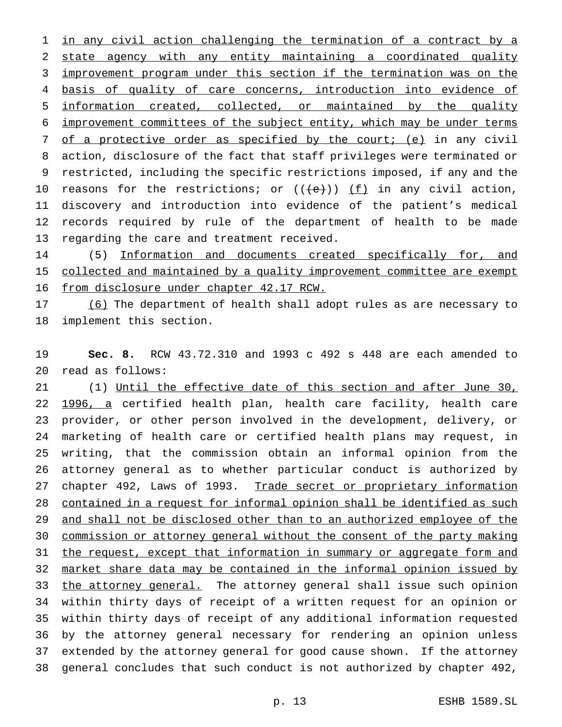in any civil action challenging the termination of a contract by a state agency with any entity maintaining a coordinated quality improvement program under this section if the termination was on the basis of quality of care concerns, introduction into evidence of information created, collected, or maintained by the quality improvement committees of the subject entity, which may be under terms of a protective order as specified by the court; (e) in any civil action, disclosure of the fact that staff privileges were terminated or restricted, including the specific restrictions imposed, if any and the reasons for the restrictions; or (((e))) (f) in any civil action, discovery and introduction into evidence of the patient's medical records required by rule of the department of health to be made regarding the care and treatment received.

(5) Information and documents created specifically for, and collected and maintained by a quality improvement committee are exempt from disclosure under chapter 42.17 RCW.

(6) The department of health shall adopt rules as are necessary to implement this section.

**Sec. 8.** RCW 43.72.310 and 1993 c 492 s 448 are each amended to read as follows:

(1) Until the effective date of this section and after June 30, 1996, a certified health plan, health care facility, health care provider, or other person involved in the development, delivery, or marketing of health care or certified health plans may request, in writing, that the commission obtain an informal opinion from the attorney general as to whether particular conduct is authorized by chapter 492, Laws of 1993. Trade secret or proprietary information contained in a request for informal opinion shall be identified as such and shall not be disclosed other than to an authorized employee of the commission or attorney general without the consent of the party making the request, except that information in summary or aggregate form and market share data may be contained in the informal opinion issued by the attorney general. The attorney general shall issue such opinion within thirty days of receipt of a written request for an opinion or within thirty days of receipt of any additional information requested by the attorney general necessary for rendering an opinion unless extended by the attorney general for good cause shown. If the attorney general concludes that such conduct is not authorized by chapter 492,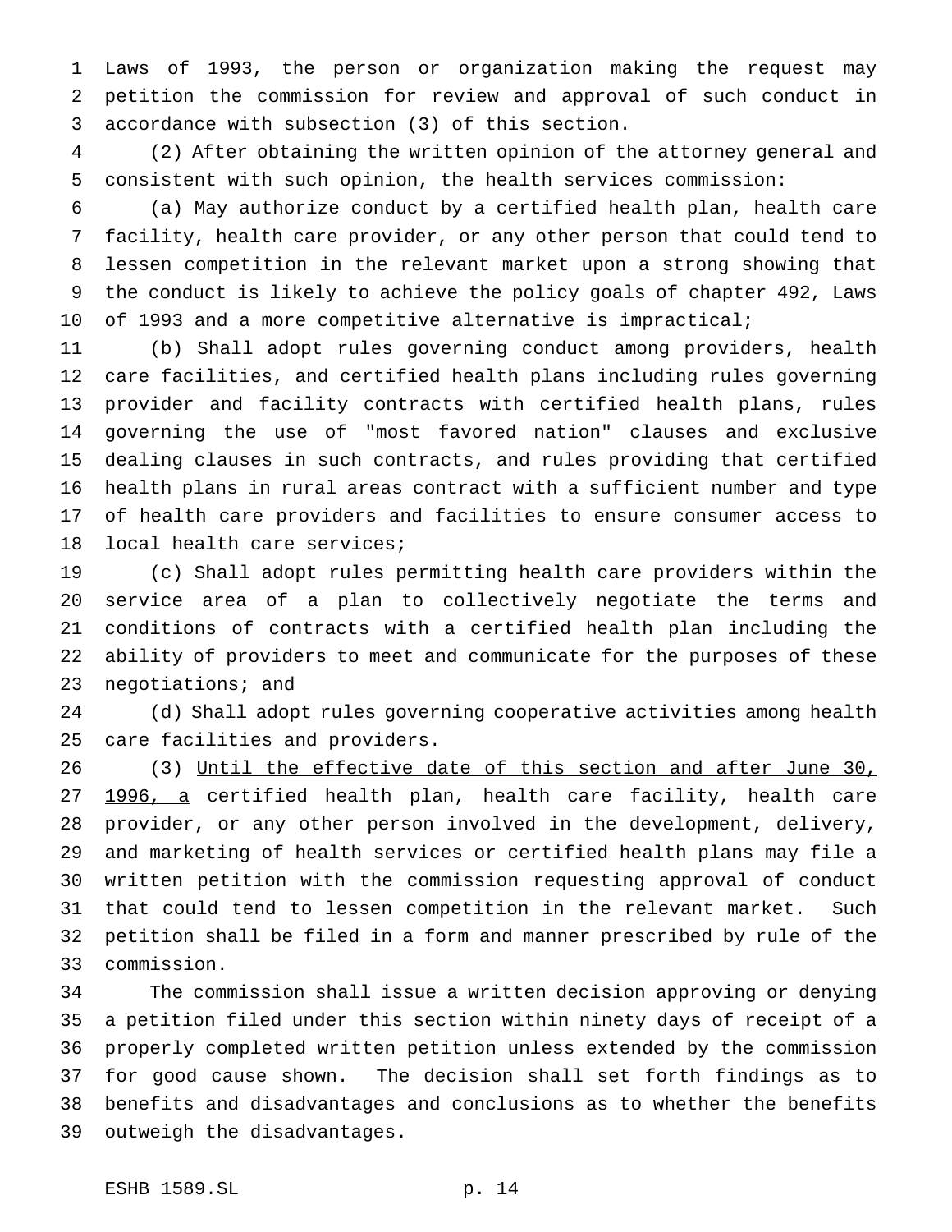Laws of 1993, the person or organization making the request may petition the commission for review and approval of such conduct in accordance with subsection (3) of this section.

(2) After obtaining the written opinion of the attorney general and consistent with such opinion, the health services commission:

(a) May authorize conduct by a certified health plan, health care facility, health care provider, or any other person that could tend to lessen competition in the relevant market upon a strong showing that the conduct is likely to achieve the policy goals of chapter 492, Laws of 1993 and a more competitive alternative is impractical;

(b) Shall adopt rules governing conduct among providers, health care facilities, and certified health plans including rules governing provider and facility contracts with certified health plans, rules governing the use of "most favored nation" clauses and exclusive dealing clauses in such contracts, and rules providing that certified health plans in rural areas contract with a sufficient number and type of health care providers and facilities to ensure consumer access to local health care services;

(c) Shall adopt rules permitting health care providers within the service area of a plan to collectively negotiate the terms and conditions of contracts with a certified health plan including the ability of providers to meet and communicate for the purposes of these negotiations; and

(d) Shall adopt rules governing cooperative activities among health care facilities and providers.

(3) <u>Until the effective date of this section and after June 30, 1996, a</u> certified health plan, health care facility, health care provider, or any other person involved in the development, delivery, and marketing of health services or certified health plans may file a written petition with the commission requesting approval of conduct that could tend to lessen competition in the relevant market. Such petition shall be filed in a form and manner prescribed by rule of the commission.

The commission shall issue a written decision approving or denying a petition filed under this section within ninety days of receipt of a properly completed written petition unless extended by the commission for good cause shown. The decision shall set forth findings as to benefits and disadvantages and conclusions as to whether the benefits outweigh the disadvantages.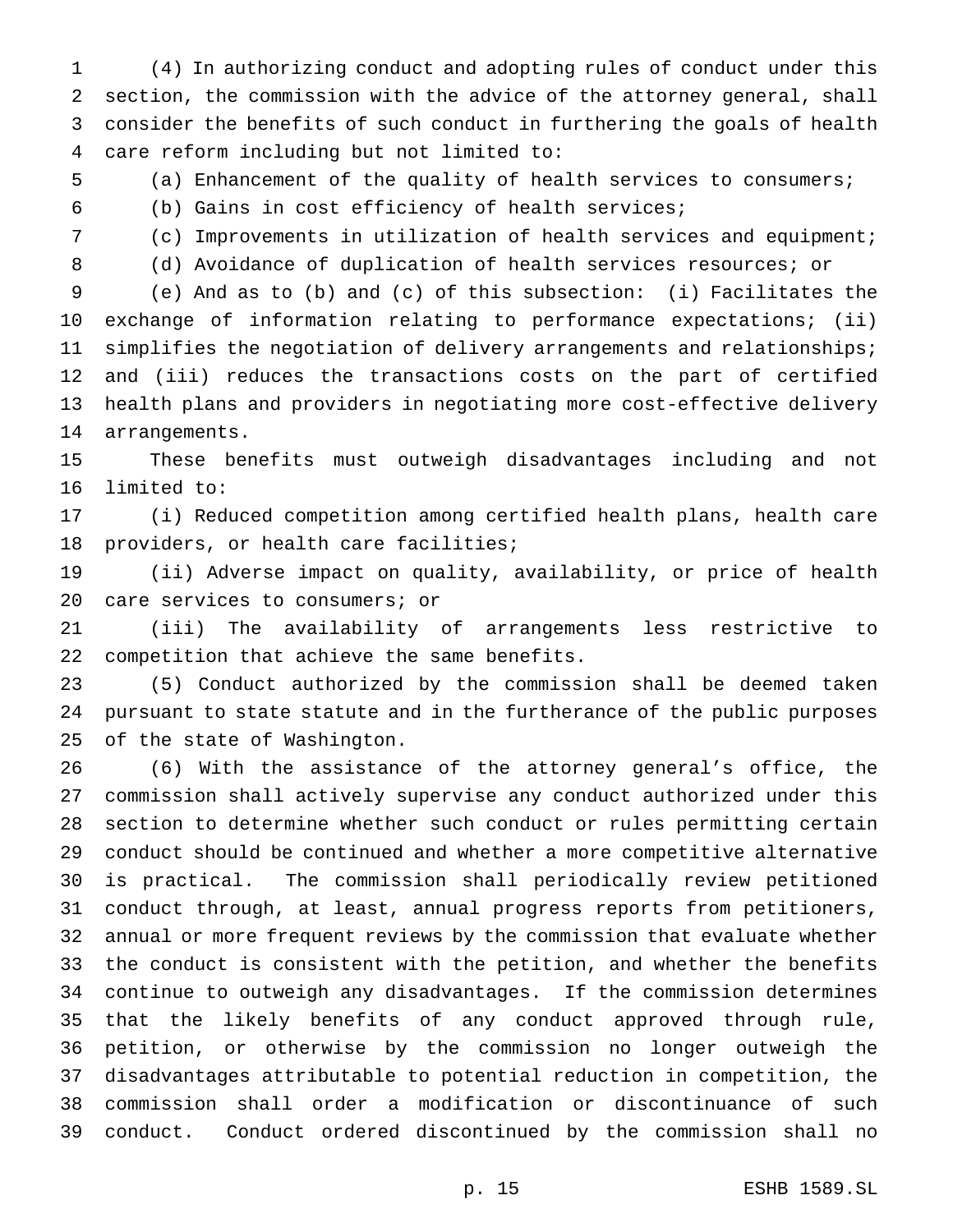(4) In authorizing conduct and adopting rules of conduct under this section, the commission with the advice of the attorney general, shall consider the benefits of such conduct in furthering the goals of health care reform including but not limited to:

(a) Enhancement of the quality of health services to consumers;

(b) Gains in cost efficiency of health services;

(c) Improvements in utilization of health services and equipment;

(d) Avoidance of duplication of health services resources; or

(e) And as to (b) and (c) of this subsection: (i) Facilitates the exchange of information relating to performance expectations; (ii) simplifies the negotiation of delivery arrangements and relationships; and (iii) reduces the transactions costs on the part of certified health plans and providers in negotiating more cost-effective delivery arrangements.

These benefits must outweigh disadvantages including and not limited to:

(i) Reduced competition among certified health plans, health care providers, or health care facilities;

(ii) Adverse impact on quality, availability, or price of health care services to consumers; or

(iii) The availability of arrangements less restrictive to competition that achieve the same benefits.

(5) Conduct authorized by the commission shall be deemed taken pursuant to state statute and in the furtherance of the public purposes of the state of Washington.

(6) With the assistance of the attorney general's office, the commission shall actively supervise any conduct authorized under this section to determine whether such conduct or rules permitting certain conduct should be continued and whether a more competitive alternative is practical. The commission shall periodically review petitioned conduct through, at least, annual progress reports from petitioners, annual or more frequent reviews by the commission that evaluate whether the conduct is consistent with the petition, and whether the benefits continue to outweigh any disadvantages. If the commission determines that the likely benefits of any conduct approved through rule, petition, or otherwise by the commission no longer outweigh the disadvantages attributable to potential reduction in competition, the commission shall order a modification or discontinuance of such conduct. Conduct ordered discontinued by the commission shall no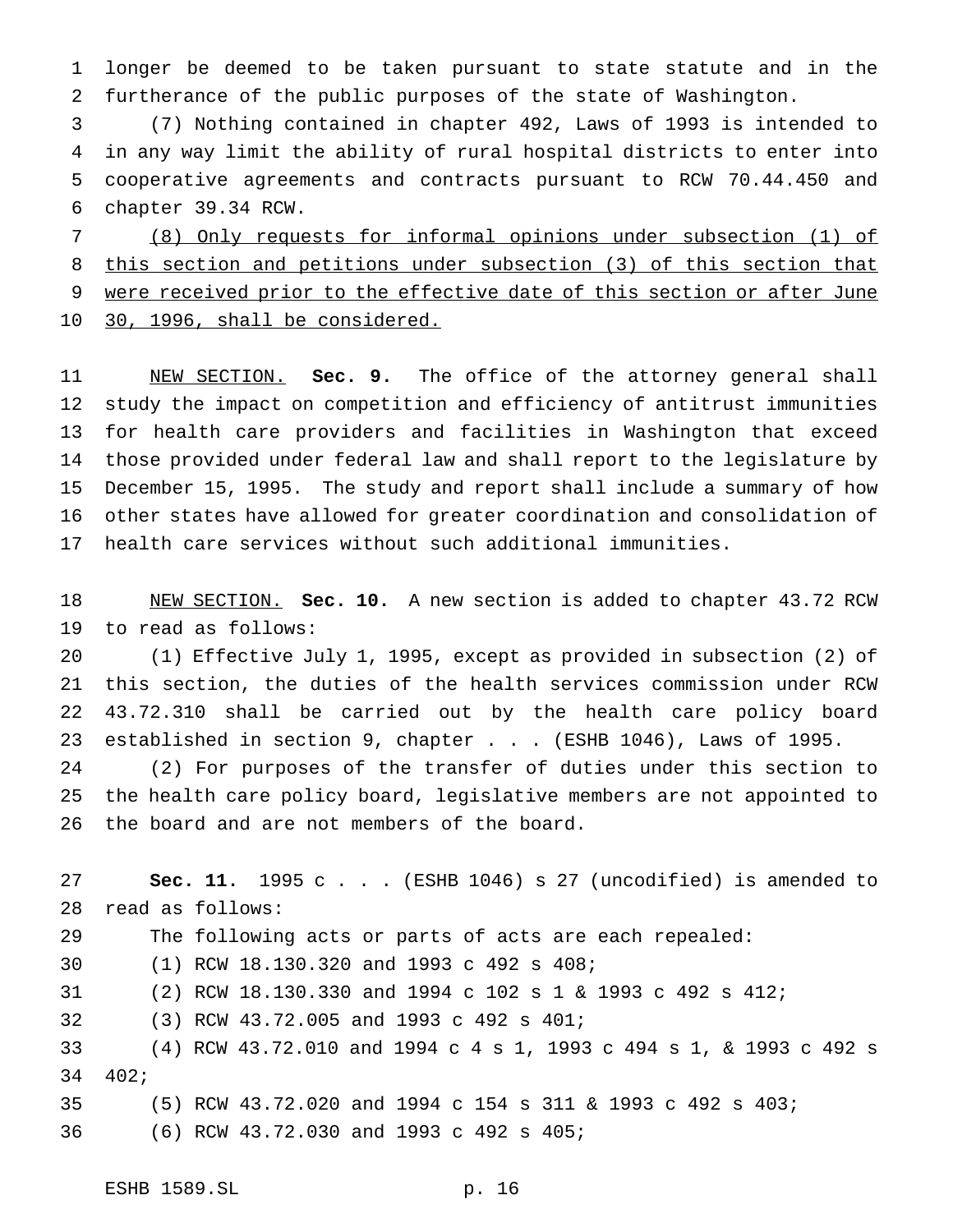longer be deemed to be taken pursuant to state statute and in the furtherance of the public purposes of the state of Washington.

(7) Nothing contained in chapter 492, Laws of 1993 is intended to in any way limit the ability of rural hospital districts to enter into cooperative agreements and contracts pursuant to RCW 70.44.450 and chapter 39.34 RCW.

<u>(8) Only requests for informal opinions under subsection (1) of this section and petitions under subsection (3) of this section that were received prior to the effective date of this section or after June 30, 1996, shall be considered.</u>

<u>NEW SECTION.</u> **Sec. 9.** The office of the attorney general shall study the impact on competition and efficiency of antitrust immunities for health care providers and facilities in Washington that exceed those provided under federal law and shall report to the legislature by December 15, 1995. The study and report shall include a summary of how other states have allowed for greater coordination and consolidation of health care services without such additional immunities.

<u>NEW SECTION.</u> **Sec. 10.** A new section is added to chapter 43.72 RCW to read as follows:

(1) Effective July 1, 1995, except as provided in subsection (2) of this section, the duties of the health services commission under RCW 43.72.310 shall be carried out by the health care policy board established in section 9, chapter . . . (ESHB 1046), Laws of 1995.

(2) For purposes of the transfer of duties under this section to the health care policy board, legislative members are not appointed to the board and are not members of the board.

**Sec. 11.** 1995 c . . . (ESHB 1046) s 27 (uncodified) is amended to read as follows:

The following acts or parts of acts are each repealed:

(1) RCW 18.130.320 and 1993 c 492 s 408;

(2) RCW 18.130.330 and 1994 c 102 s 1 & 1993 c 492 s 412;

(3) RCW 43.72.005 and 1993 c 492 s 401;

(4) RCW 43.72.010 and 1994 c 4 s 1, 1993 c 494 s 1, & 1993 c 492 s 402;

(5) RCW 43.72.020 and 1994 c 154 s 311 & 1993 c 492 s 403;

(6) RCW 43.72.030 and 1993 c 492 s 405;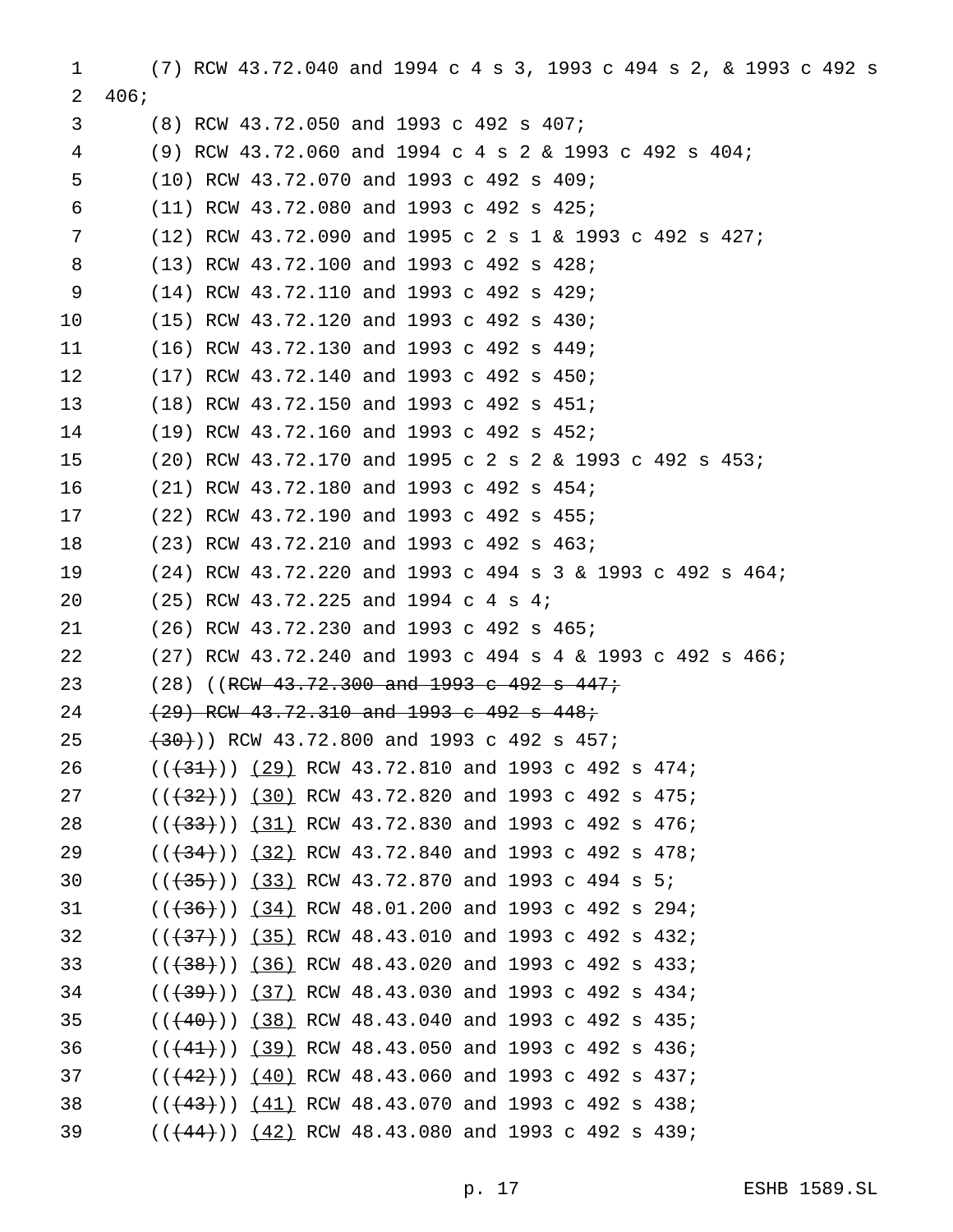(7) RCW 43.72.040 and 1994 c 4 s 3, 1993 c 494 s 2, & 1993 c 492 s 406;

(8) RCW 43.72.050 and 1993 c 492 s 407;

(9) RCW 43.72.060 and 1994 c 4 s 2 & 1993 c 492 s 404;

(10) RCW 43.72.070 and 1993 c 492 s 409;

(11) RCW 43.72.080 and 1993 c 492 s 425;

(12) RCW 43.72.090 and 1995 c 2 s 1 & 1993 c 492 s 427;

(13) RCW 43.72.100 and 1993 c 492 s 428;

(14) RCW 43.72.110 and 1993 c 492 s 429;

(15) RCW 43.72.120 and 1993 c 492 s 430;

(16) RCW 43.72.130 and 1993 c 492 s 449;

(17) RCW 43.72.140 and 1993 c 492 s 450;

(18) RCW 43.72.150 and 1993 c 492 s 451;

(19) RCW 43.72.160 and 1993 c 492 s 452;

(20) RCW 43.72.170 and 1995 c 2 s 2 & 1993 c 492 s 453;

(21) RCW 43.72.180 and 1993 c 492 s 454;

(22) RCW 43.72.190 and 1993 c 492 s 455;

(23) RCW 43.72.210 and 1993 c 492 s 463;

(24) RCW 43.72.220 and 1993 c 494 s 3 & 1993 c 492 s 464;

(25) RCW 43.72.225 and 1994 c 4 s 4;

(26) RCW 43.72.230 and 1993 c 492 s 465;

(27) RCW 43.72.240 and 1993 c 494 s 4 & 1993 c 492 s 466;

(28) ((~~RCW 43.72.300 and 1993 c 492 s 447;~~

~~(29) RCW 43.72.310 and 1993 c 492 s 448;~~

~~(30)~~)) RCW 43.72.800 and 1993 c 492 s 457;

((~~(31)~~)) (29) RCW 43.72.810 and 1993 c 492 s 474;

((~~(32)~~)) (30) RCW 43.72.820 and 1993 c 492 s 475;

((~~(33)~~)) (31) RCW 43.72.830 and 1993 c 492 s 476;

((~~(34)~~)) (32) RCW 43.72.840 and 1993 c 492 s 478;

((~~(35)~~)) (33) RCW 43.72.870 and 1993 c 494 s 5;

((~~(36)~~)) (34) RCW 48.01.200 and 1993 c 492 s 294;

((~~(37)~~)) (35) RCW 48.43.010 and 1993 c 492 s 432;

((~~(38)~~)) (36) RCW 48.43.020 and 1993 c 492 s 433;

((~~(39)~~)) (37) RCW 48.43.030 and 1993 c 492 s 434;

((~~(40)~~)) (38) RCW 48.43.040 and 1993 c 492 s 435;

((~~(41)~~)) (39) RCW 48.43.050 and 1993 c 492 s 436;

((~~(42)~~)) (40) RCW 48.43.060 and 1993 c 492 s 437;

((~~(43)~~)) (41) RCW 48.43.070 and 1993 c 492 s 438;

((~~(44)~~)) (42) RCW 48.43.080 and 1993 c 492 s 439;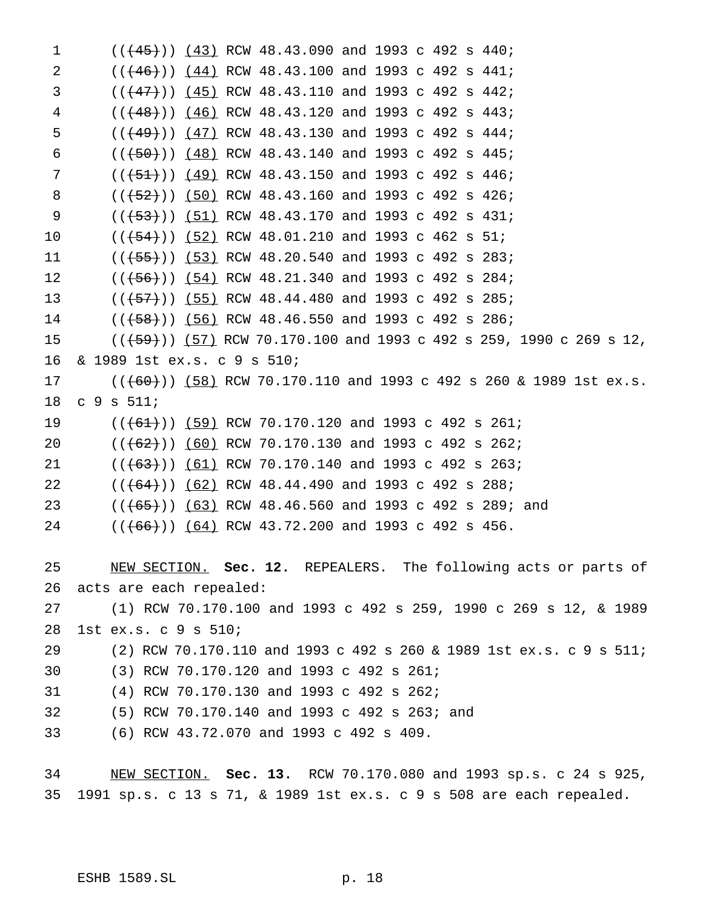(((45))) (43) RCW 48.43.090 and 1993 c 492 s 440;

(((46))) (44) RCW 48.43.100 and 1993 c 492 s 441;

(((47))) (45) RCW 48.43.110 and 1993 c 492 s 442;

(((48))) (46) RCW 48.43.120 and 1993 c 492 s 443;

(((49))) (47) RCW 48.43.130 and 1993 c 492 s 444;

(((50))) (48) RCW 48.43.140 and 1993 c 492 s 445;

(((51))) (49) RCW 48.43.150 and 1993 c 492 s 446;

(((52))) (50) RCW 48.43.160 and 1993 c 492 s 426;

(((53))) (51) RCW 48.43.170 and 1993 c 492 s 431;

(((54))) (52) RCW 48.01.210 and 1993 c 462 s 51;

(((55))) (53) RCW 48.20.540 and 1993 c 492 s 283;

(((56))) (54) RCW 48.21.340 and 1993 c 492 s 284;

(((57))) (55) RCW 48.44.480 and 1993 c 492 s 285;

(((58))) (56) RCW 48.46.550 and 1993 c 492 s 286;

(((59))) (57) RCW 70.170.100 and 1993 c 492 s 259, 1990 c 269 s 12, & 1989 1st ex.s. c 9 s 510;

(((60))) (58) RCW 70.170.110 and 1993 c 492 s 260 & 1989 1st ex.s. c 9 s 511;

(((61))) (59) RCW 70.170.120 and 1993 c 492 s 261;

(((62))) (60) RCW 70.170.130 and 1993 c 492 s 262;

(((63))) (61) RCW 70.170.140 and 1993 c 492 s 263;

(((64))) (62) RCW 48.44.490 and 1993 c 492 s 288;

(((65))) (63) RCW 48.46.560 and 1993 c 492 s 289; and

(((66))) (64) RCW 43.72.200 and 1993 c 492 s 456.

NEW SECTION. **Sec. 12.** REPEALERS. The following acts or parts of acts are each repealed:

(1) RCW 70.170.100 and 1993 c 492 s 259, 1990 c 269 s 12, & 1989 1st ex.s. c 9 s 510;

(2) RCW 70.170.110 and 1993 c 492 s 260 & 1989 1st ex.s. c 9 s 511;

(3) RCW 70.170.120 and 1993 c 492 s 261;

(4) RCW 70.170.130 and 1993 c 492 s 262;

(5) RCW 70.170.140 and 1993 c 492 s 263; and

(6) RCW 43.72.070 and 1993 c 492 s 409.

NEW SECTION. **Sec. 13.** RCW 70.170.080 and 1993 sp.s. c 24 s 925, 1991 sp.s. c 13 s 71, & 1989 1st ex.s. c 9 s 508 are each repealed.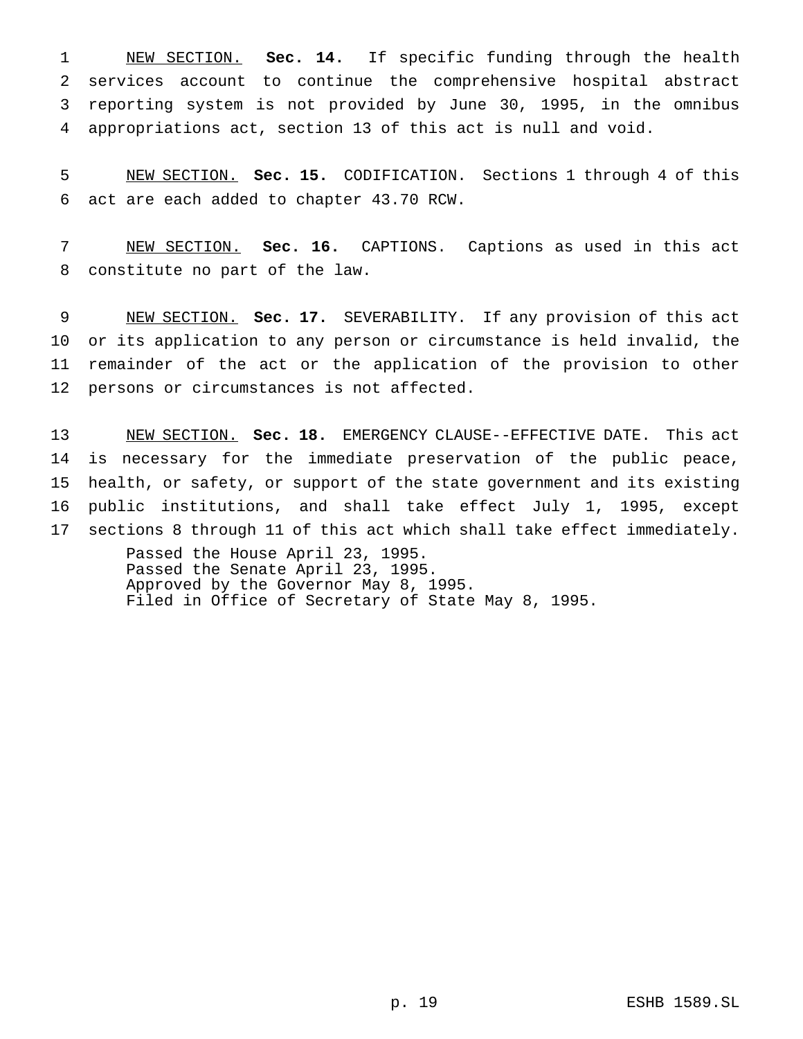NEW SECTION. **Sec. 14.** If specific funding through the health services account to continue the comprehensive hospital abstract reporting system is not provided by June 30, 1995, in the omnibus appropriations act, section 13 of this act is null and void.

NEW SECTION. **Sec. 15.** CODIFICATION. Sections 1 through 4 of this act are each added to chapter 43.70 RCW.

NEW SECTION. **Sec. 16.** CAPTIONS. Captions as used in this act constitute no part of the law.

NEW SECTION. **Sec. 17.** SEVERABILITY. If any provision of this act or its application to any person or circumstance is held invalid, the remainder of the act or the application of the provision to other persons or circumstances is not affected.

NEW SECTION. **Sec. 18.** EMERGENCY CLAUSE--EFFECTIVE DATE. This act is necessary for the immediate preservation of the public peace, health, or safety, or support of the state government and its existing public institutions, and shall take effect July 1, 1995, except sections 8 through 11 of this act which shall take effect immediately.

Passed the House April 23, 1995.
Passed the Senate April 23, 1995.
Approved by the Governor May 8, 1995.
Filed in Office of Secretary of State May 8, 1995.